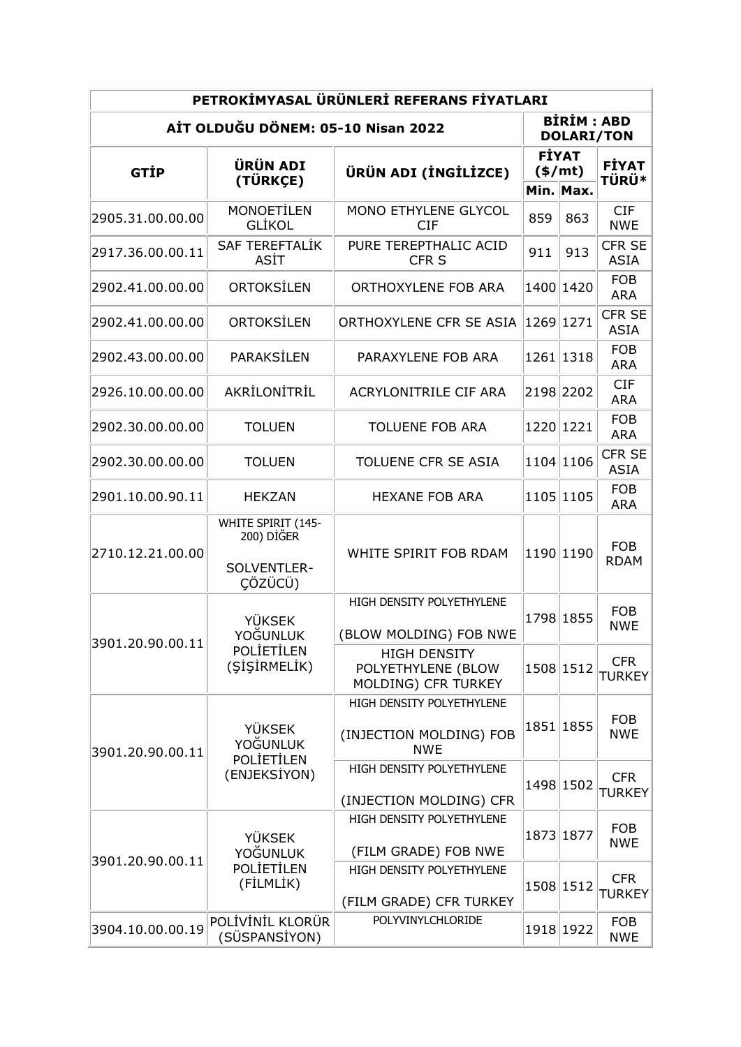| PETROKİMYASAL ÜRÜNLERİ REFERANS FİYATLARI | | | | | |
|---|---|---|---|---|---|
| AİT OLDUĞU DÖNEM: 05-10 Nisan 2022 | | | BİRİM : ABD DOLARI/TON | | |
| GTİP | ÜRÜN ADI (TÜRKÇE) | ÜRÜN ADI (İNGİLİZCE) | FİYAT ($/mt) | | FİYAT TÜRÜ* |
| | | | Min. | Max. | |
| 2905.31.00.00.00 | MONOETİLEN GLİKOL | MONO ETHYLENE GLYCOL CIF | 859 | 863 | CIF NWE |
| 2917.36.00.00.11 | SAF TEREFTALİK ASİT | PURE TEREPTHALIC ACID CFR S | 911 | 913 | CFR SE ASIA |
| 2902.41.00.00.00 | ORTOKSİLEN | ORTHOXYLENE FOB ARA | 1400 | 1420 | FOB ARA |
| 2902.41.00.00.00 | ORTOKSİLEN | ORTHOXYLENE CFR SE ASIA | 1269 | 1271 | CFR SE ASIA |
| 2902.43.00.00.00 | PARAKSİLEN | PARAXYLENE FOB ARA | 1261 | 1318 | FOB ARA |
| 2926.10.00.00.00 | AKRİLONİTRİL | ACRYLONITRILE CIF ARA | 2198 | 2202 | CIF ARA |
| 2902.30.00.00.00 | TOLUEN | TOLUENE FOB ARA | 1220 | 1221 | FOB ARA |
| 2902.30.00.00.00 | TOLUEN | TOLUENE CFR SE ASIA | 1104 | 1106 | CFR SE ASIA |
| 2901.10.00.90.11 | HEKZAN | HEXANE FOB ARA | 1105 | 1105 | FOB ARA |
| 2710.12.21.00.00 | WHITE SPIRIT (145-200) DİĞER SOLVENTLER-ÇÖZÜCÜ) | WHITE SPIRIT FOB RDAM | 1190 | 1190 | FOB RDAM |
| 3901.20.90.00.11 | YÜKSEK YOĞUNLUK POLİETİLEN (ŞİŞİRMELİK) | HIGH DENSITY POLYETHYLENE (BLOW MOLDING) FOB NWE | 1798 | 1855 | FOB NWE |
| | | HIGH DENSITY POLYETHYLENE (BLOW MOLDING) CFR TURKEY | 1508 | 1512 | CFR TURKEY |
| 3901.20.90.00.11 | YÜKSEK YOĞUNLUK POLİETİLEN (ENJEKSİYON) | HIGH DENSITY POLYETHYLENE (INJECTION MOLDING) FOB NWE | 1851 | 1855 | FOB NWE |
| | | HIGH DENSITY POLYETHYLENE (INJECTION MOLDING) CFR | 1498 | 1502 | CFR TURKEY |
| 3901.20.90.00.11 | YÜKSEK YOĞUNLUK POLİETİLEN (FİLMLİK) | HIGH DENSITY POLYETHYLENE (FILM GRADE) FOB NWE | 1873 | 1877 | FOB NWE |
| | | HIGH DENSITY POLYETHYLENE (FILM GRADE) CFR TURKEY | 1508 | 1512 | CFR TURKEY |
| 3904.10.00.00.19 | POLİVİNİL KLORÜR (SÜSPANSİYON) | POLYVINYLCHLORIDE | 1918 | 1922 | FOB NWE |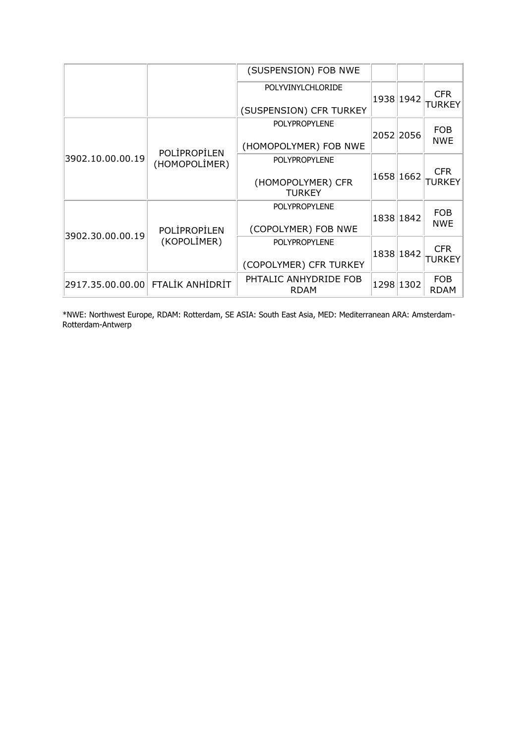| | | | | | |
|---|---|---|---|---|---|
| | | (SUSPENSION) FOB NWE | | | |
| | | POLYVINYLCHLORIDE (SUSPENSION) CFR TURKEY | 1938 | 1942 | CFR TURKEY |
| 3902.10.00.00.19 | POLİPROPİLEN (HOMOPOLİMER) | POLYPROPYLENE (HOMOPOLYMER) FOB NWE | 2052 | 2056 | FOB NWE |
| | | POLYPROPYLENE (HOMOPOLYMER) CFR TURKEY | 1658 | 1662 | CFR TURKEY |
| 3902.30.00.00.19 | POLİPROPİLEN (KOPOLİMER) | POLYPROPYLENE (COPOLYMER) FOB NWE | 1838 | 1842 | FOB NWE |
| | | POLYPROPYLENE (COPOLYMER) CFR TURKEY | 1838 | 1842 | CFR TURKEY |
| 2917.35.00.00.00 | FTALİK ANHİDRİT | PHTALIC ANHYDRIDE FOB RDAM | 1298 | 1302 | FOB RDAM |

*NWE: Northwest Europe, RDAM: Rotterdam, SE ASIA: South East Asia, MED: Mediterranean ARA: Amsterdam-Rotterdam-Antwerp